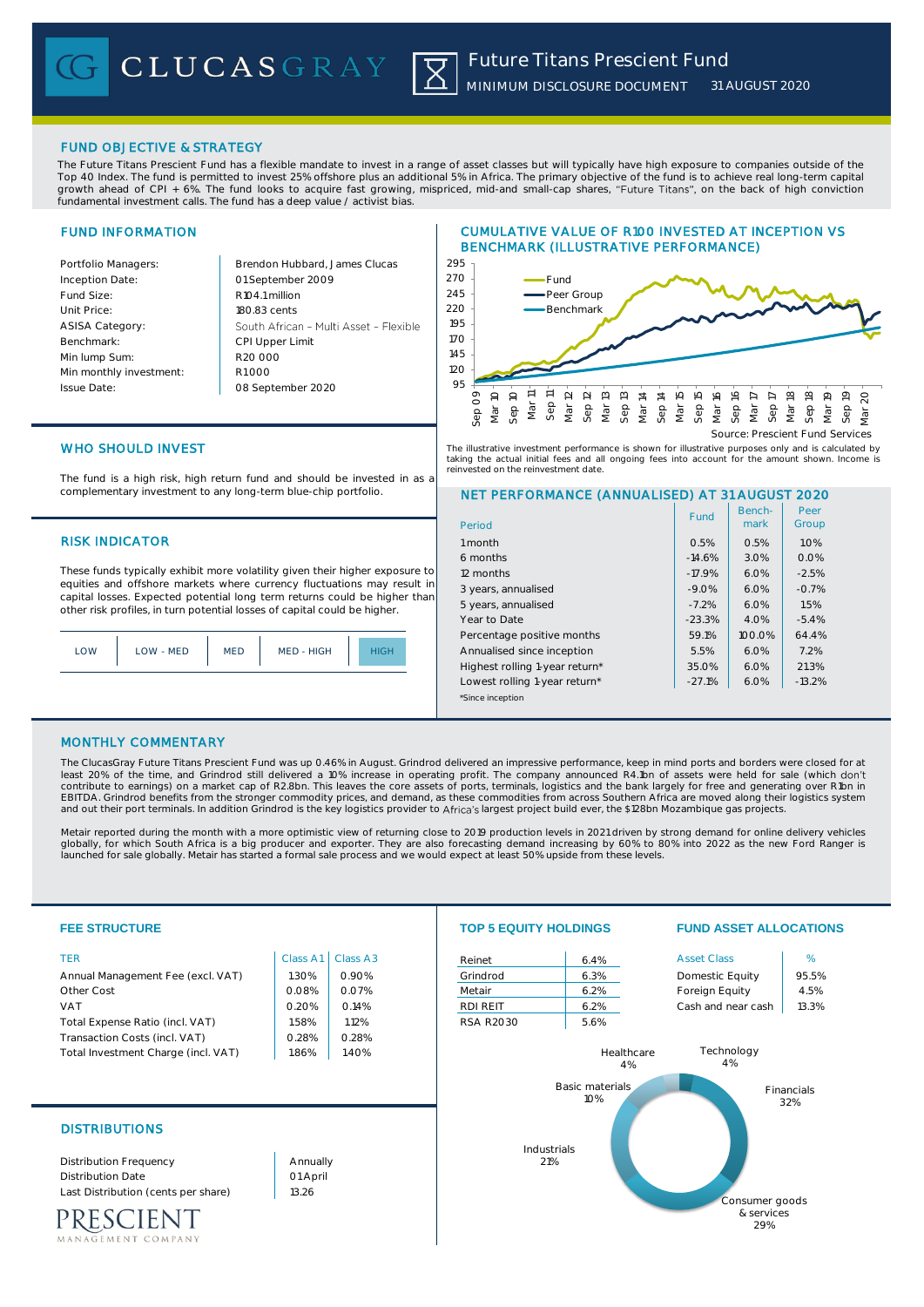# CLUCASGRAY

## Future Titans Prescient Fund

MINIMUM DISCLOSURE DOCUMENT 31 AUGUST 2020

## FUND OBJECTIVE & STRATEGY

The Future Titans Prescient Fund has a flexible mandate to invest in a range of asset classes but will typically have high exposure to companies outside of the Top 40 Index. The fund is permitted to invest 25% offshore plus an additional 5% in Africa. The primary objective of the fund is to achieve real long-term capital growth ahead of CPI + 6%. The fund looks to acquire fast growing, mispriced, mid-and small-cap shares, "Future Titans", on the back of high conviction fundamental investment calls. The fund has a deep value / activist bias.

## FUND INFORMATION

| | |
|---|---|
| Portfolio Managers: | Brendon Hubbard, James Clucas |
| Inception Date: | 01 September 2009 |
| Fund Size: | R104.1 million |
| Unit Price: | 180.83 cents |
| ASISA Category: | South African – Multi Asset – Flexible |
| Benchmark: | CPI Upper Limit |
| Min lump Sum: | R20 000 |
| Min monthly investment: | R1000 |
| Issue Date: | 08 September 2020 |

## CUMULATIVE VALUE OF R100 INVESTED AT INCEPTION VS BENCHMARK (ILLUSTRATIVE PERFORMANCE)

Source: Prescient Fund Services

The illustrative investment performance is shown for illustrative purposes only and is calculated by taking the actual initial fees and all ongoing fees into account for the amount shown. Income is reinvested on the reinvestment date.

## WHO SHOULD INVEST

The fund is a high risk, high return fund and should be invested in as a complementary investment to any long-term blue-chip portfolio.

## RISK INDICATOR

These funds typically exhibit more volatility given their higher exposure to equities and offshore markets where currency fluctuations may result in capital losses. Expected potential long term returns could be higher than other risk profiles, in turn potential losses of capital could be higher.

LOW | LOW - MED | MED | MED - HIGH | **HIGH**

## NET PERFORMANCE (ANNUALISED) AT 31 AUGUST 2020

| Period | Fund | Bench-mark | Peer Group |
|---|---|---|---|
| 1 month | 0.5% | 0.5% | 1.0% |
| 6 months | -14.6% | 3.0% | 0.0% |
| 12 months | -17.9% | 6.0% | -2.5% |
| 3 years, annualised | -9.0% | 6.0% | -0.7% |
| 5 years, annualised | -7.2% | 6.0% | 1.5% |
| Year to Date | -23.3% | 4.0% | -5.4% |
| Percentage positive months | 59.1% | 100.0% | 64.4% |
| Annualised since inception | 5.5% | 6.0% | 7.2% |
| Highest rolling 1-year return* | 35.0% | 6.0% | 21.3% |
| Lowest rolling 1-year return* | -27.1% | 6.0% | -13.2% |

*Since inception

## MONTHLY COMMENTARY

The ClucasGray Future Titans Prescient Fund was up 0.46% in August. Grindrod delivered an impressive performance, keep in mind ports and borders were closed for at least 20% of the time, and Grindrod still delivered a 10% increase in operating profit. The company announced R4.1bn of assets were held for sale (which don't contribute to earnings) on a market cap of R2.8bn. This leaves the core assets of ports, terminals, logistics and the bank largely for free and generating over R1bn in EBITDA. Grindrod benefits from the stronger commodity prices, and demand, as these commodities from across Southern Africa are moved along their logistics system and out their port terminals. In addition Grindrod is the key logistics provider to Africa's largest project build ever, the $128bn Mozambique gas projects.

Metair reported during the month with a more optimistic view of returning close to 2019 production levels in 2021 driven by strong demand for online delivery vehicles globally, for which South Africa is a big producer and exporter. They are also forecasting demand increasing by 60% to 80% into 2022 as the new Ford Ranger is launched for sale globally. Metair has started a formal sale process and we would expect at least 50% upside from these levels.

## FEE STRUCTURE

| TER | Class A1 | Class A3 |
|---|---|---|
| Annual Management Fee (excl. VAT) | 1.30% | 0.90% |
| Other Cost | 0.08% | 0.07% |
| VAT | 0.20% | 0.14% |
| Total Expense Ratio (incl. VAT) | 1.58% | 1.12% |
| Transaction Costs (incl. VAT) | 0.28% | 0.28% |
| Total Investment Charge (incl. VAT) | 1.86% | 1.40% |

## TOP 5 EQUITY HOLDINGS

| | |
|---|---|
| Reinet | 6.4% |
| Grindrod | 6.3% |
| Metair | 6.2% |
| RDI REIT | 6.2% |
| RSA R2030 | 5.6% |

## FUND ASSET ALLOCATIONS

| Asset Class | % |
|---|---|
| Domestic Equity | 95.5% |
| Foreign Equity | 4.5% |
| Cash and near cash | 13.3% |

Sector allocation: Financials 32%; Consumer goods & services 29%; Industrials 21%; Basic materials 10%; Healthcare 4%; Technology 4%

## DISTRIBUTIONS

| | |
|---|---|
| Distribution Frequency | Annually |
| Distribution Date | 01 April |
| Last Distribution (cents per share) | 13.26 |

PRESCIENT MANAGEMENT COMPANY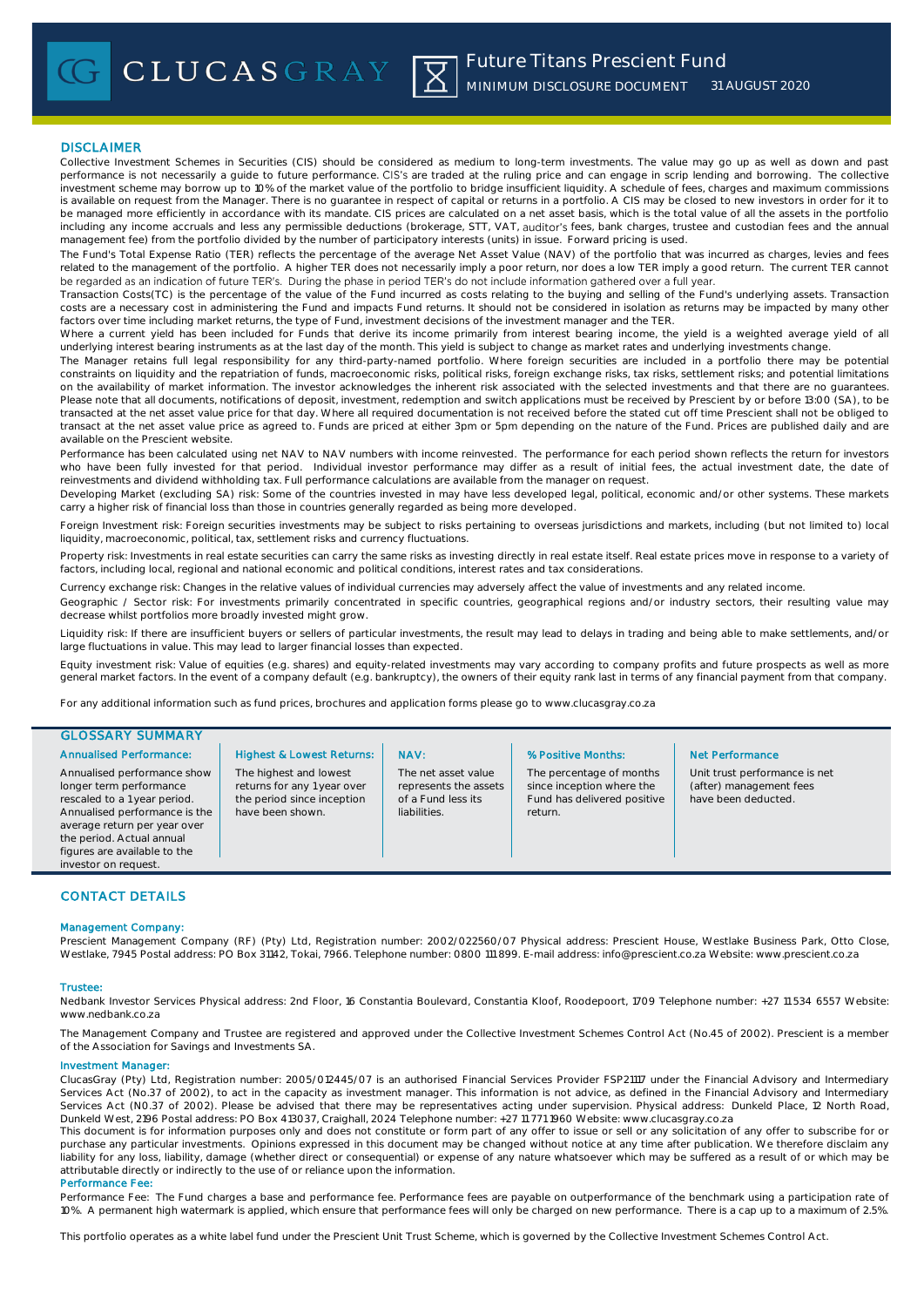CLUCASGRAY

# Future Titans Prescient Fund

MINIMUM DISCLOSURE DOCUMENT 31 AUGUST 2020

## DISCLAIMER

Collective Investment Schemes in Securities (CIS) should be considered as medium to long-term investments. The value may go up as well as down and past performance is not necessarily a guide to future performance. CIS's are traded at the ruling price and can engage in scrip lending and borrowing. The collective investment scheme may borrow up to 10% of the market value of the portfolio to bridge insufficient liquidity. A schedule of fees, charges and maximum commissions is available on request from the Manager. There is no guarantee in respect of capital or returns in a portfolio. A CIS may be closed to new investors in order for it to be managed more efficiently in accordance with its mandate. CIS prices are calculated on a net asset basis, which is the total value of all the assets in the portfolio including any income accruals and less any permissible deductions (brokerage, STT, VAT, auditor's fees, bank charges, trustee and custodian fees and the annual management fee) from the portfolio divided by the number of participatory interests (units) in issue. Forward pricing is used.

The Fund's Total Expense Ratio (TER) reflects the percentage of the average Net Asset Value (NAV) of the portfolio that was incurred as charges, levies and fees related to the management of the portfolio. A higher TER does not necessarily imply a poor return, nor does a low TER imply a good return. The current TER cannot be regarded as an indication of future TER's. During the phase in period TER's do not include information gathered over a full year.

Transaction Costs(TC) is the percentage of the value of the Fund incurred as costs relating to the buying and selling of the Fund's underlying assets. Transaction costs are a necessary cost in administering the Fund and impacts Fund returns. It should not be considered in isolation as returns may be impacted by many other factors over time including market returns, the type of Fund, investment decisions of the investment manager and the TER.

Where a current yield has been included for Funds that derive its income primarily from interest bearing income, the yield is a weighted average yield of all underlying interest bearing instruments as at the last day of the month. This yield is subject to change as market rates and underlying investments change.

The Manager retains full legal responsibility for any third-party-named portfolio. Where foreign securities are included in a portfolio there may be potential constraints on liquidity and the repatriation of funds, macroeconomic risks, political risks, foreign exchange risks, tax risks, settlement risks; and potential limitations on the availability of market information. The investor acknowledges the inherent risk associated with the selected investments and that there are no guarantees. Please note that all documents, notifications of deposit, investment, redemption and switch applications must be received by Prescient by or before 13:00 (SA), to be transacted at the net asset value price for that day. Where all required documentation is not received before the stated cut off time Prescient shall not be obliged to transact at the net asset value price as agreed to. Funds are priced at either 3pm or 5pm depending on the nature of the Fund. Prices are published daily and are available on the Prescient website.

Performance has been calculated using net NAV to NAV numbers with income reinvested. The performance for each period shown reflects the return for investors who have been fully invested for that period. Individual investor performance may differ as a result of initial fees, the actual investment date, the date of reinvestments and dividend withholding tax. Full performance calculations are available from the manager on request.

Developing Market (excluding SA) risk: Some of the countries invested in may have less developed legal, political, economic and/or other systems. These markets carry a higher risk of financial loss than those in countries generally regarded as being more developed.

Foreign Investment risk: Foreign securities investments may be subject to risks pertaining to overseas jurisdictions and markets, including (but not limited to) local liquidity, macroeconomic, political, tax, settlement risks and currency fluctuations.

Property risk: Investments in real estate securities can carry the same risks as investing directly in real estate itself. Real estate prices move in response to a variety of factors, including local, regional and national economic and political conditions, interest rates and tax considerations.

Currency exchange risk: Changes in the relative values of individual currencies may adversely affect the value of investments and any related income.

Geographic / Sector risk: For investments primarily concentrated in specific countries, geographical regions and/or industry sectors, their resulting value may decrease whilst portfolios more broadly invested might grow.

Liquidity risk: If there are insufficient buyers or sellers of particular investments, the result may lead to delays in trading and being able to make settlements, and/or large fluctuations in value. This may lead to larger financial losses than expected.

Equity investment risk: Value of equities (e.g. shares) and equity-related investments may vary according to company profits and future prospects as well as more general market factors. In the event of a company default (e.g. bankruptcy), the owners of their equity rank last in terms of any financial payment from that company.

For any additional information such as fund prices, brochures and application forms please go to www.clucasgray.co.za

## GLOSSARY SUMMARY

**Annualised Performance:** Annualised performance show longer term performance rescaled to a 1 year period. Annualised performance is the average return per year over the period. Actual annual figures are available to the investor on request.

**Highest & Lowest Returns:** The highest and lowest returns for any 1 year over the period since inception have been shown.

**NAV:** The net asset value represents the assets of a Fund less its liabilities.

**% Positive Months:** The percentage of months since inception where the Fund has delivered positive return.

**Net Performance** Unit trust performance is net (after) management fees have been deducted.

## CONTACT DETAILS

### Management Company:

Prescient Management Company (RF) (Pty) Ltd, Registration number: 2002/022560/07 Physical address: Prescient House, Westlake Business Park, Otto Close, Westlake, 7945 Postal address: PO Box 31142, Tokai, 7966. Telephone number: 0800 111 899. E-mail address: info@prescient.co.za Website: www.prescient.co.za

### Trustee:

Nedbank Investor Services Physical address: 2nd Floor, 16 Constantia Boulevard, Constantia Kloof, Roodepoort, 1709 Telephone number: +27 11 534 6557 Website: www.nedbank.co.za

The Management Company and Trustee are registered and approved under the Collective Investment Schemes Control Act (No.45 of 2002). Prescient is a member of the Association for Savings and Investments SA.

### Investment Manager:

ClucasGray (Pty) Ltd, Registration number: 2005/012445/07 is an authorised Financial Services Provider FSP21117 under the Financial Advisory and Intermediary Services Act (No.37 of 2002), to act in the capacity as investment manager. This information is not advice, as defined in the Financial Advisory and Intermediary Services Act (N0.37 of 2002). Please be advised that there may be representatives acting under supervision. Physical address: Dunkeld Place, 12 North Road, Dunkeld West, 2196 Postal address: PO Box 413037, Craighall, 2024 Telephone number: +27 11 771 1960 Website: www.clucasgray.co.za

This document is for information purposes only and does not constitute or form part of any offer to issue or sell or any solicitation of any offer to subscribe for or purchase any particular investments. Opinions expressed in this document may be changed without notice at any time after publication. We therefore disclaim any liability for any loss, liability, damage (whether direct or consequential) or expense of any nature whatsoever which may be suffered as a result of or which may be attributable directly or indirectly to the use of or reliance upon the information.

### Performance Fee:

Performance Fee: The Fund charges a base and performance fee. Performance fees are payable on outperformance of the benchmark using a participation rate of 10%. A permanent high watermark is applied, which ensure that performance fees will only be charged on new performance. There is a cap up to a maximum of 2.5%.

This portfolio operates as a white label fund under the Prescient Unit Trust Scheme, which is governed by the Collective Investment Schemes Control Act.